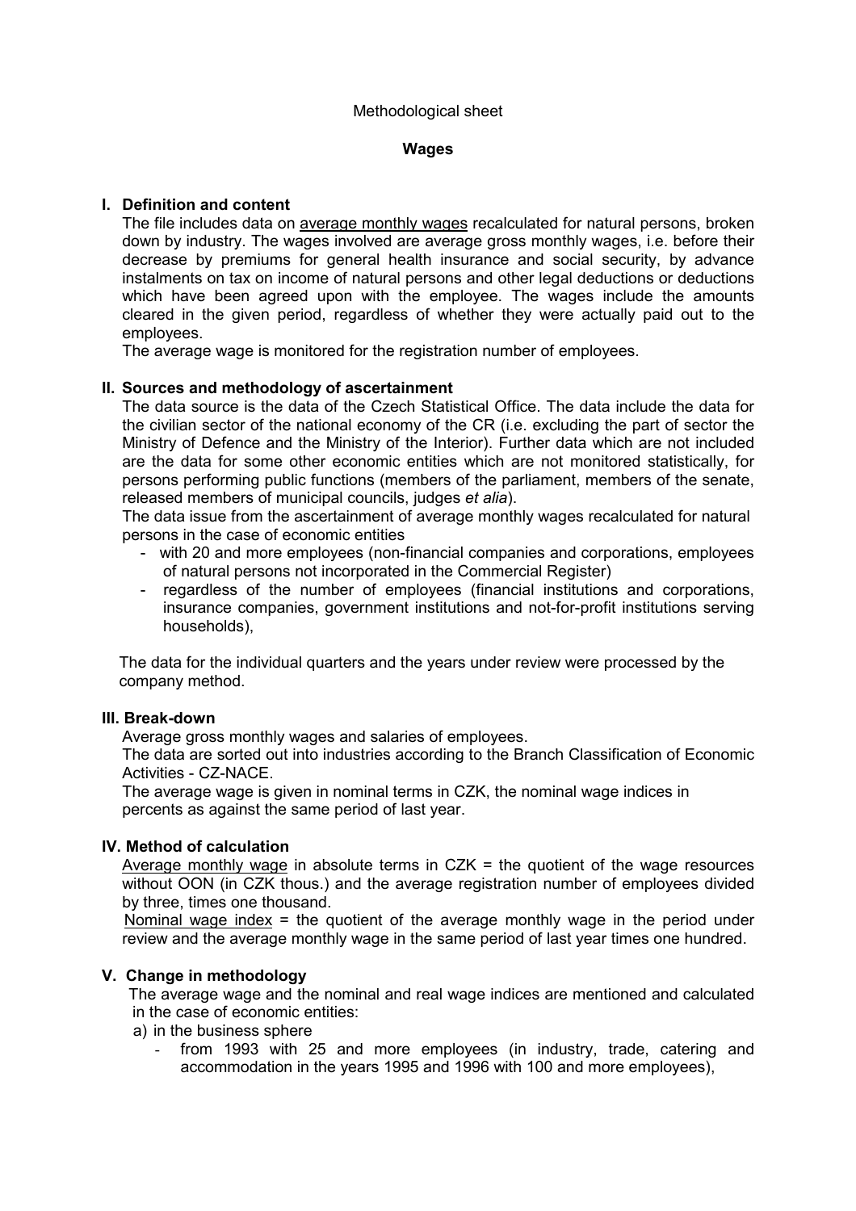Methodological sheet

**Wages**

## I. Definition and content

The file includes data on <u>average monthly wages</u> recalculated for natural persons, broken down by industry. The wages involved are average gross monthly wages, i.e. before their decrease by premiums for general health insurance and social security, by advance instalments on tax on income of natural persons and other legal deductions or deductions which have been agreed upon with the employee. The wages include the amounts cleared in the given period, regardless of whether they were actually paid out to the employees.

The average wage is monitored for the registration number of employees.

## II. Sources and methodology of ascertainment

The data source is the data of the Czech Statistical Office. The data include the data for the civilian sector of the national economy of the CR (i.e. excluding the part of sector the Ministry of Defence and the Ministry of the Interior). Further data which are not included are the data for some other economic entities which are not monitored statistically, for persons performing public functions (members of the parliament, members of the senate, released members of municipal councils, judges *et alia*).

The data issue from the ascertainment of average monthly wages recalculated for natural persons in the case of economic entities

- with 20 and more employees (non-financial companies and corporations, employees of natural persons not incorporated in the Commercial Register)
- regardless of the number of employees (financial institutions and corporations, insurance companies, government institutions and not-for-profit institutions serving households),

The data for the individual quarters and the years under review were processed by the company method.

## III. Break-down

Average gross monthly wages and salaries of employees.

The data are sorted out into industries according to the Branch Classification of Economic Activities - CZ-NACE.

The average wage is given in nominal terms in CZK, the nominal wage indices in percents as against the same period of last year.

## IV. Method of calculation

<u>Average monthly wage</u> in absolute terms in CZK = the quotient of the wage resources without OON (in CZK thous.) and the average registration number of employees divided by three, times one thousand.

<u>Nominal wage index</u> = the quotient of the average monthly wage in the period under review and the average monthly wage in the same period of last year times one hundred.

## V. Change in methodology

The average wage and the nominal and real wage indices are mentioned and calculated in the case of economic entities:

a) in the business sphere

- from 1993 with 25 and more employees (in industry, trade, catering and accommodation in the years 1995 and 1996 with 100 and more employees),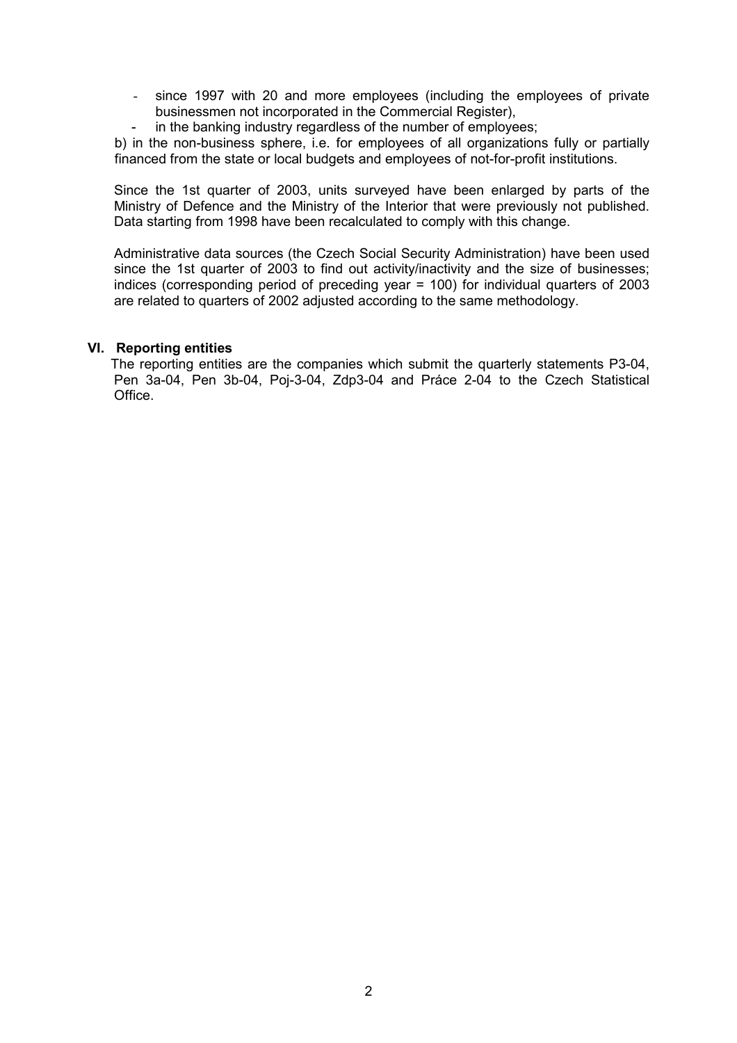- since 1997 with 20 and more employees (including the employees of private businessmen not incorporated in the Commercial Register),
- in the banking industry regardless of the number of employees;

b) in the non-business sphere, i.e. for employees of all organizations fully or partially financed from the state or local budgets and employees of not-for-profit institutions.

Since the 1st quarter of 2003, units surveyed have been enlarged by parts of the Ministry of Defence and the Ministry of the Interior that were previously not published. Data starting from 1998 have been recalculated to comply with this change.

Administrative data sources (the Czech Social Security Administration) have been used since the 1st quarter of 2003 to find out activity/inactivity and the size of businesses; indices (corresponding period of preceding year = 100) for individual quarters of 2003 are related to quarters of 2002 adjusted according to the same methodology.

## VI. Reporting entities

The reporting entities are the companies which submit the quarterly statements P3-04, Pen 3a-04, Pen 3b-04, Poj-3-04, Zdp3-04 and Práce 2-04 to the Czech Statistical Office.